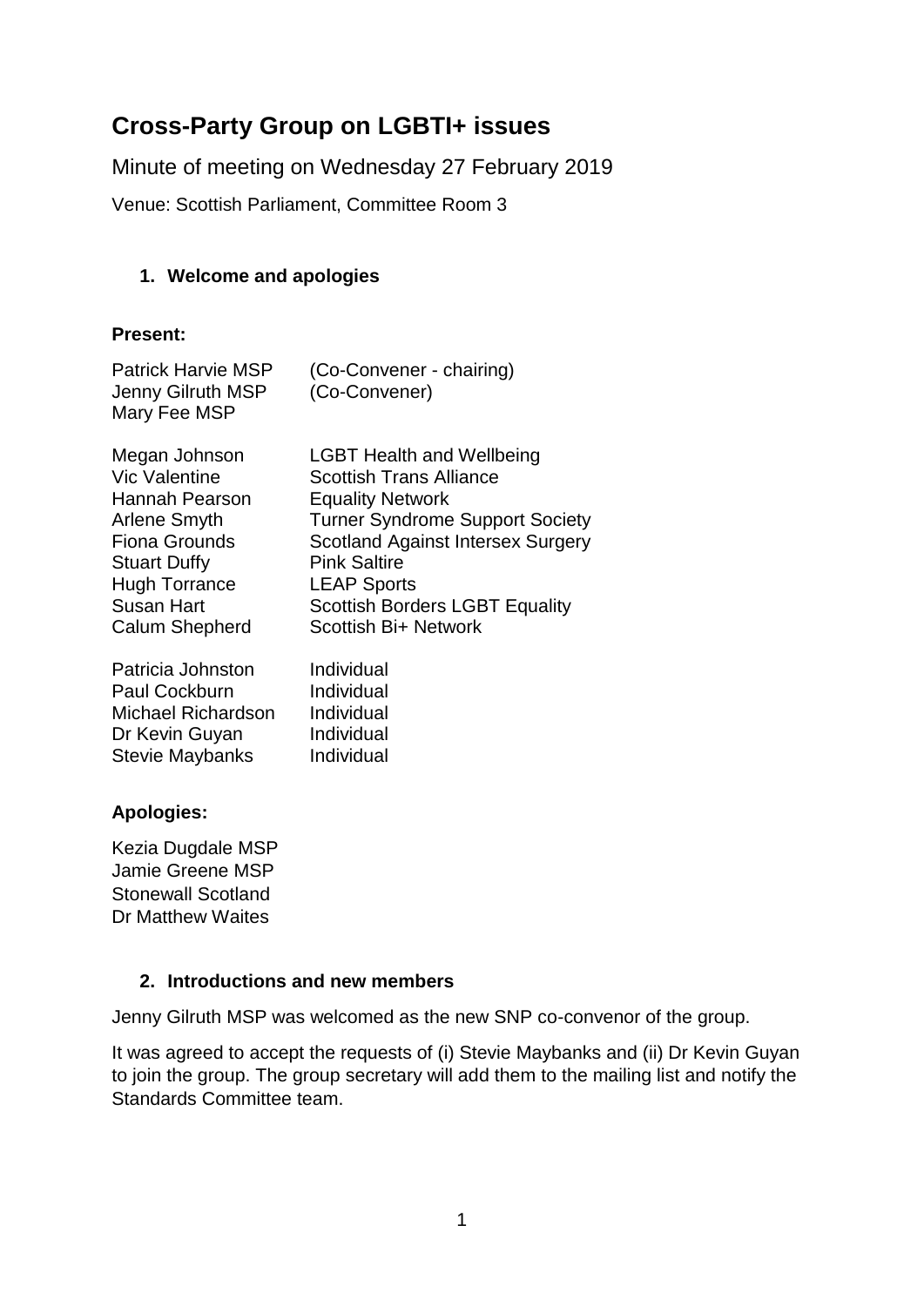# Cross-Party Group on LGBTI+ issues

Minute of meeting on Wednesday 27 February 2019

Venue: Scottish Parliament, Committee Room 3

## 1. Welcome and apologies

**Present:**

| | |
|---|---|
| Patrick Harvie MSP | (Co-Convener - chairing) |
| Jenny Gilruth MSP | (Co-Convener) |
| Mary Fee MSP | |
| | |
| Megan Johnson | LGBT Health and Wellbeing |
| Vic Valentine | Scottish Trans Alliance |
| Hannah Pearson | Equality Network |
| Arlene Smyth | Turner Syndrome Support Society |
| Fiona Grounds | Scotland Against Intersex Surgery |
| Stuart Duffy | Pink Saltire |
| Hugh Torrance | LEAP Sports |
| Susan Hart | Scottish Borders LGBT Equality |
| Calum Shepherd | Scottish Bi+ Network |
| | |
| Patricia Johnston | Individual |
| Paul Cockburn | Individual |
| Michael Richardson | Individual |
| Dr Kevin Guyan | Individual |
| Stevie Maybanks | Individual |

**Apologies:**

Kezia Dugdale MSP
Jamie Greene MSP
Stonewall Scotland
Dr Matthew Waites

## 2. Introductions and new members

Jenny Gilruth MSP was welcomed as the new SNP co-convenor of the group.

It was agreed to accept the requests of (i) Stevie Maybanks and (ii) Dr Kevin Guyan to join the group. The group secretary will add them to the mailing list and notify the Standards Committee team.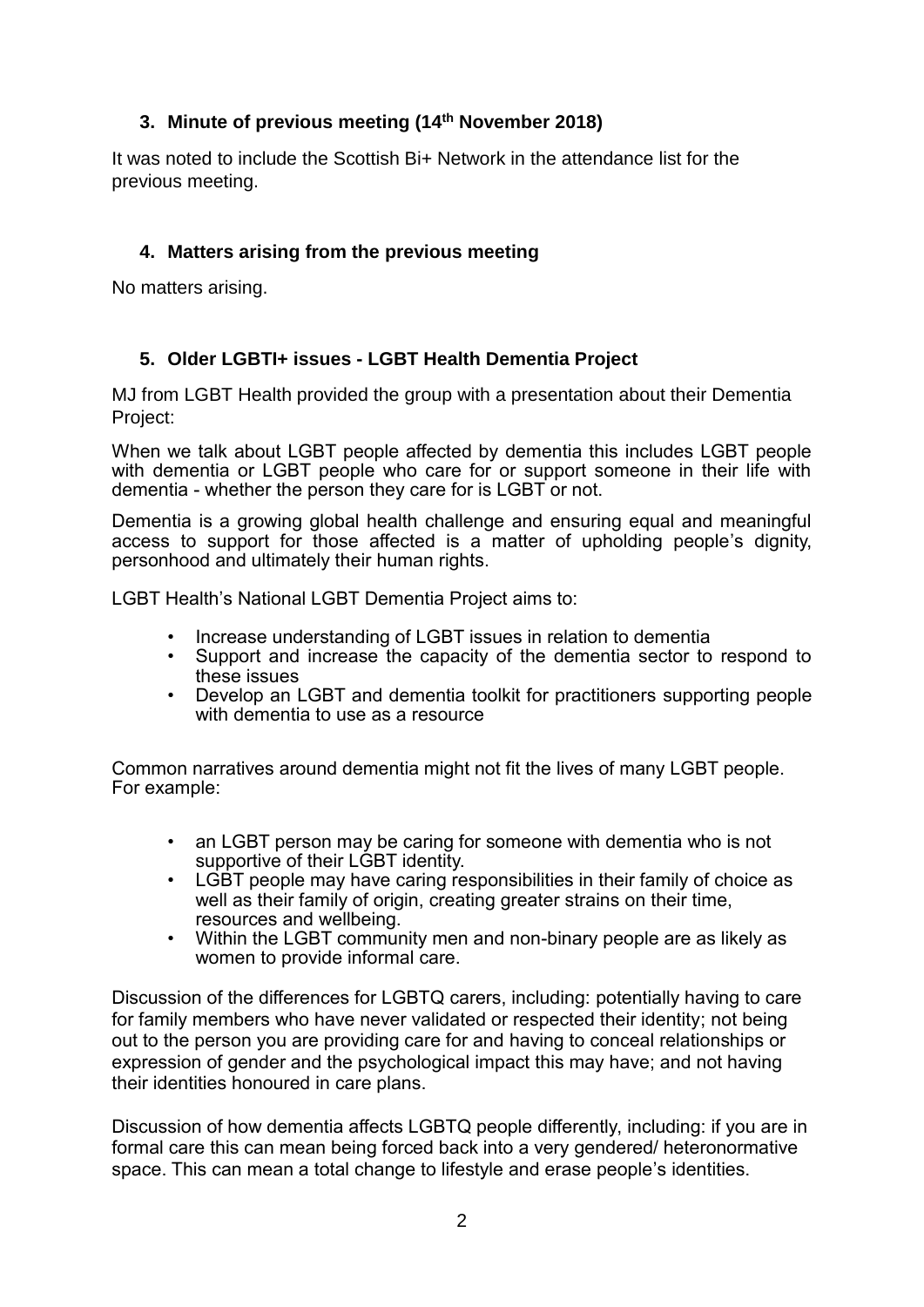### 3. Minute of previous meeting (14th November 2018)

It was noted to include the Scottish Bi+ Network in the attendance list for the previous meeting.

### 4. Matters arising from the previous meeting

No matters arising.

### 5. Older LGBTI+ issues - LGBT Health Dementia Project

MJ from LGBT Health provided the group with a presentation about their Dementia Project:

When we talk about LGBT people affected by dementia this includes LGBT people with dementia or LGBT people who care for or support someone in their life with dementia - whether the person they care for is LGBT or not.

Dementia is a growing global health challenge and ensuring equal and meaningful access to support for those affected is a matter of upholding people's dignity, personhood and ultimately their human rights.

LGBT Health's National LGBT Dementia Project aims to:

- Increase understanding of LGBT issues in relation to dementia
- Support and increase the capacity of the dementia sector to respond to these issues
- Develop an LGBT and dementia toolkit for practitioners supporting people with dementia to use as a resource

Common narratives around dementia might not fit the lives of many LGBT people. For example:

- an LGBT person may be caring for someone with dementia who is not supportive of their LGBT identity.
- LGBT people may have caring responsibilities in their family of choice as well as their family of origin, creating greater strains on their time, resources and wellbeing.
- Within the LGBT community men and non-binary people are as likely as women to provide informal care.

Discussion of the differences for LGBTQ carers, including: potentially having to care for family members who have never validated or respected their identity; not being out to the person you are providing care for and having to conceal relationships or expression of gender and the psychological impact this may have; and not having their identities honoured in care plans.

Discussion of how dementia affects LGBTQ people differently, including: if you are in formal care this can mean being forced back into a very gendered/ heteronormative space. This can mean a total change to lifestyle and erase people's identities.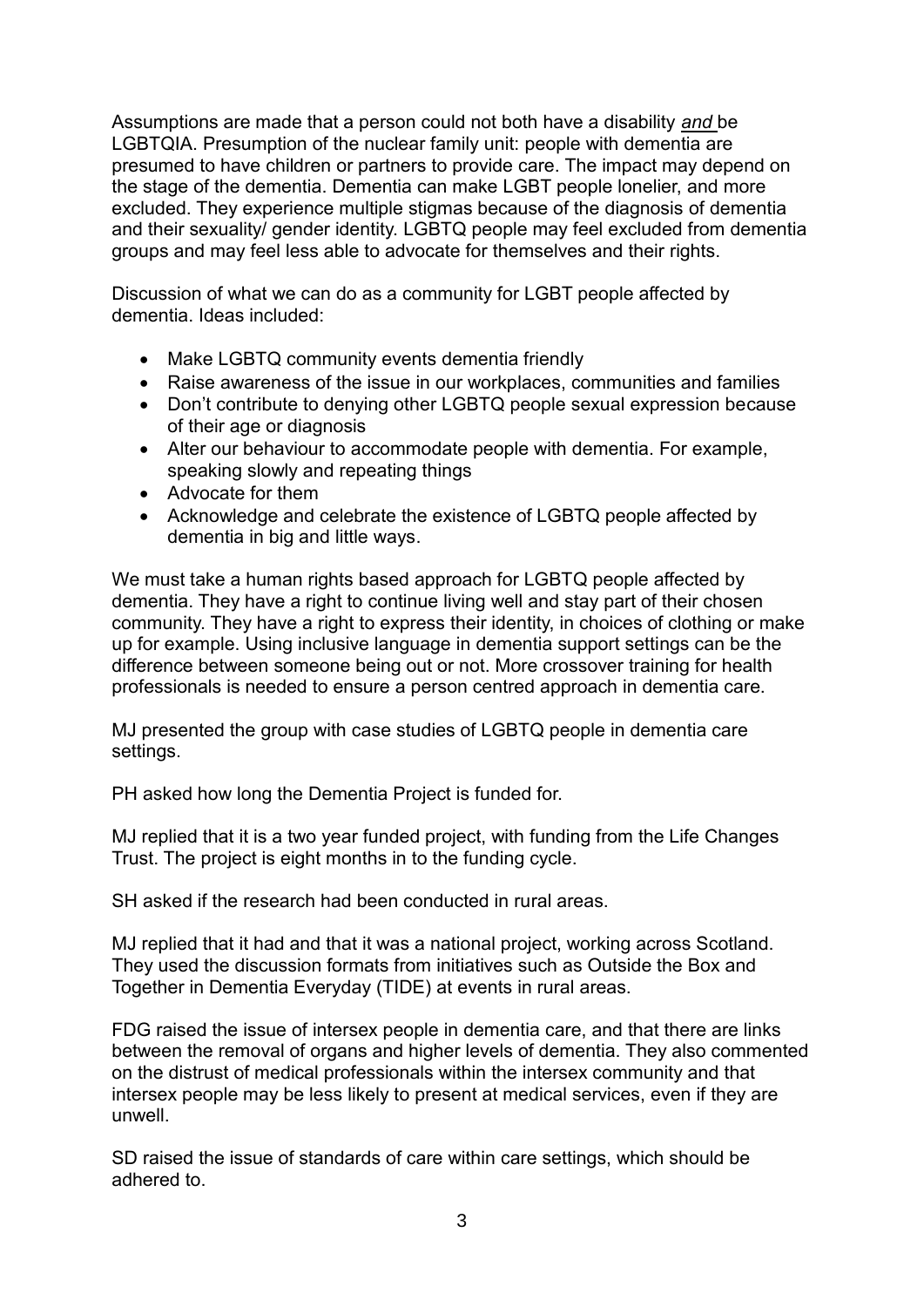Assumptions are made that a person could not both have a disability *and* be LGBTQIA. Presumption of the nuclear family unit: people with dementia are presumed to have children or partners to provide care. The impact may depend on the stage of the dementia. Dementia can make LGBT people lonelier, and more excluded. They experience multiple stigmas because of the diagnosis of dementia and their sexuality/ gender identity. LGBTQ people may feel excluded from dementia groups and may feel less able to advocate for themselves and their rights.

Discussion of what we can do as a community for LGBT people affected by dementia. Ideas included:

- Make LGBTQ community events dementia friendly
- Raise awareness of the issue in our workplaces, communities and families
- Don't contribute to denying other LGBTQ people sexual expression because of their age or diagnosis
- Alter our behaviour to accommodate people with dementia. For example, speaking slowly and repeating things
- Advocate for them
- Acknowledge and celebrate the existence of LGBTQ people affected by dementia in big and little ways.

We must take a human rights based approach for LGBTQ people affected by dementia. They have a right to continue living well and stay part of their chosen community. They have a right to express their identity, in choices of clothing or make up for example. Using inclusive language in dementia support settings can be the difference between someone being out or not. More crossover training for health professionals is needed to ensure a person centred approach in dementia care.

MJ presented the group with case studies of LGBTQ people in dementia care settings.

PH asked how long the Dementia Project is funded for.

MJ replied that it is a two year funded project, with funding from the Life Changes Trust. The project is eight months in to the funding cycle.

SH asked if the research had been conducted in rural areas.

MJ replied that it had and that it was a national project, working across Scotland. They used the discussion formats from initiatives such as Outside the Box and Together in Dementia Everyday (TIDE) at events in rural areas.

FDG raised the issue of intersex people in dementia care, and that there are links between the removal of organs and higher levels of dementia. They also commented on the distrust of medical professionals within the intersex community and that intersex people may be less likely to present at medical services, even if they are unwell.

SD raised the issue of standards of care within care settings, which should be adhered to.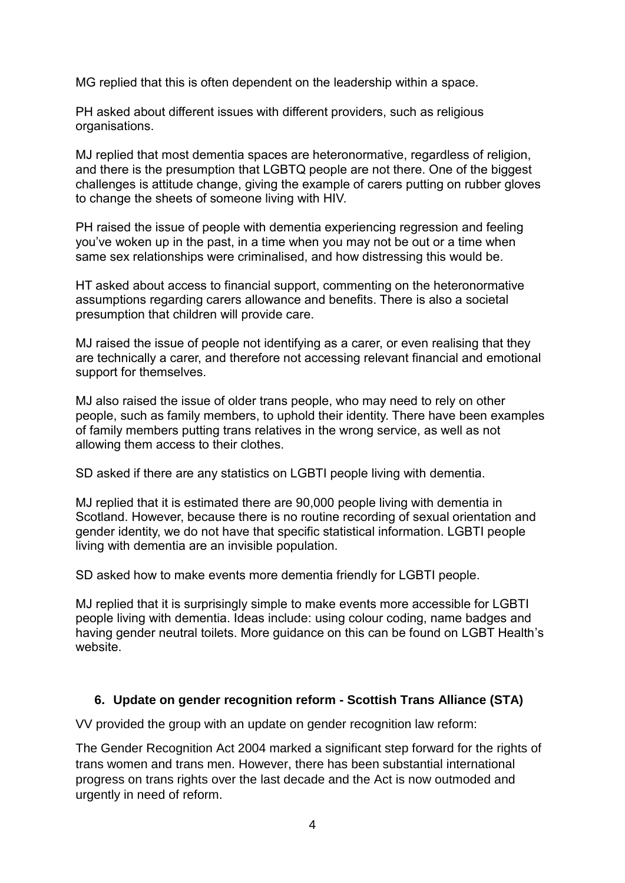MG replied that this is often dependent on the leadership within a space.

PH asked about different issues with different providers, such as religious organisations.

MJ replied that most dementia spaces are heteronormative, regardless of religion, and there is the presumption that LGBTQ people are not there. One of the biggest challenges is attitude change, giving the example of carers putting on rubber gloves to change the sheets of someone living with HIV.

PH raised the issue of people with dementia experiencing regression and feeling you've woken up in the past, in a time when you may not be out or a time when same sex relationships were criminalised, and how distressing this would be.

HT asked about access to financial support, commenting on the heteronormative assumptions regarding carers allowance and benefits. There is also a societal presumption that children will provide care.

MJ raised the issue of people not identifying as a carer, or even realising that they are technically a carer, and therefore not accessing relevant financial and emotional support for themselves.

MJ also raised the issue of older trans people, who may need to rely on other people, such as family members, to uphold their identity. There have been examples of family members putting trans relatives in the wrong service, as well as not allowing them access to their clothes.

SD asked if there are any statistics on LGBTI people living with dementia.

MJ replied that it is estimated there are 90,000 people living with dementia in Scotland. However, because there is no routine recording of sexual orientation and gender identity, we do not have that specific statistical information. LGBTI people living with dementia are an invisible population.

SD asked how to make events more dementia friendly for LGBTI people.

MJ replied that it is surprisingly simple to make events more accessible for LGBTI people living with dementia. Ideas include: using colour coding, name badges and having gender neutral toilets. More guidance on this can be found on LGBT Health's website.

## 6. Update on gender recognition reform - Scottish Trans Alliance (STA)

VV provided the group with an update on gender recognition law reform:

The Gender Recognition Act 2004 marked a significant step forward for the rights of trans women and trans men. However, there has been substantial international progress on trans rights over the last decade and the Act is now outmoded and urgently in need of reform.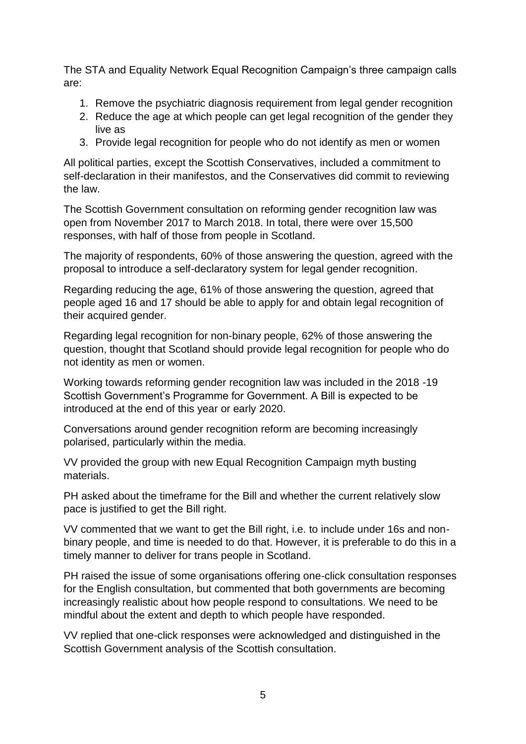The STA and Equality Network Equal Recognition Campaign's three campaign calls are:

1. Remove the psychiatric diagnosis requirement from legal gender recognition
2. Reduce the age at which people can get legal recognition of the gender they live as
3. Provide legal recognition for people who do not identify as men or women

All political parties, except the Scottish Conservatives, included a commitment to self-declaration in their manifestos, and the Conservatives did commit to reviewing the law.

The Scottish Government consultation on reforming gender recognition law was open from November 2017 to March 2018. In total, there were over 15,500 responses, with half of those from people in Scotland.

The majority of respondents, 60% of those answering the question, agreed with the proposal to introduce a self-declaratory system for legal gender recognition.

Regarding reducing the age, 61% of those answering the question, agreed that people aged 16 and 17 should be able to apply for and obtain legal recognition of their acquired gender.

Regarding legal recognition for non-binary people, 62% of those answering the question, thought that Scotland should provide legal recognition for people who do not identity as men or women.

Working towards reforming gender recognition law was included in the 2018 -19 Scottish Government's Programme for Government. A Bill is expected to be introduced at the end of this year or early 2020.

Conversations around gender recognition reform are becoming increasingly polarised, particularly within the media.

VV provided the group with new Equal Recognition Campaign myth busting materials.

PH asked about the timeframe for the Bill and whether the current relatively slow pace is justified to get the Bill right.

VV commented that we want to get the Bill right, i.e. to include under 16s and non-binary people, and time is needed to do that. However, it is preferable to do this in a timely manner to deliver for trans people in Scotland.

PH raised the issue of some organisations offering one-click consultation responses for the English consultation, but commented that both governments are becoming increasingly realistic about how people respond to consultations. We need to be mindful about the extent and depth to which people have responded.

VV replied that one-click responses were acknowledged and distinguished in the Scottish Government analysis of the Scottish consultation.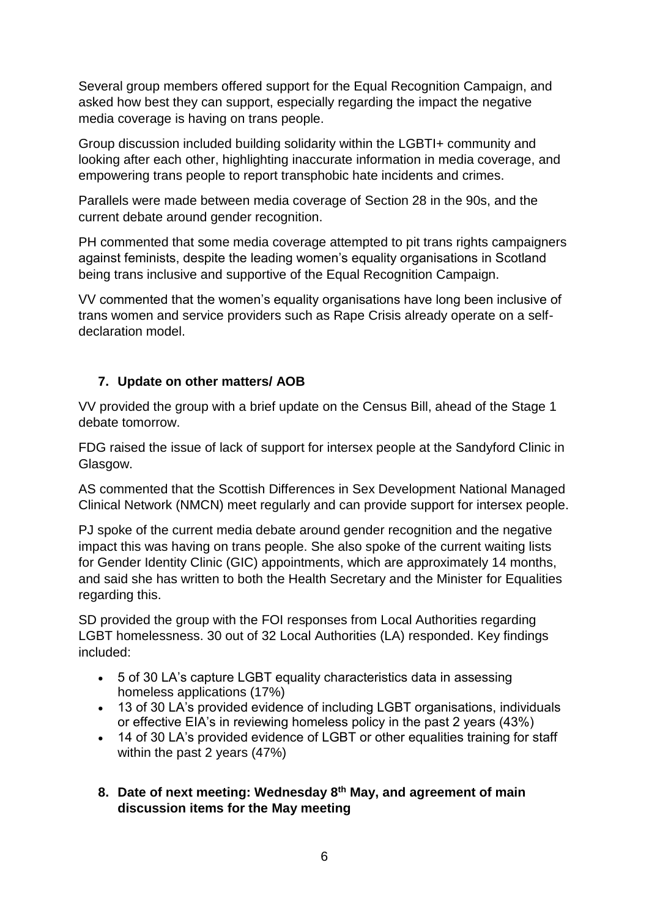Several group members offered support for the Equal Recognition Campaign, and asked how best they can support, especially regarding the impact the negative media coverage is having on trans people.

Group discussion included building solidarity within the LGBTI+ community and looking after each other, highlighting inaccurate information in media coverage, and empowering trans people to report transphobic hate incidents and crimes.

Parallels were made between media coverage of Section 28 in the 90s, and the current debate around gender recognition.

PH commented that some media coverage attempted to pit trans rights campaigners against feminists, despite the leading women's equality organisations in Scotland being trans inclusive and supportive of the Equal Recognition Campaign.

VV commented that the women's equality organisations have long been inclusive of trans women and service providers such as Rape Crisis already operate on a self-declaration model.

## 7. Update on other matters/ AOB

VV provided the group with a brief update on the Census Bill, ahead of the Stage 1 debate tomorrow.

FDG raised the issue of lack of support for intersex people at the Sandyford Clinic in Glasgow.

AS commented that the Scottish Differences in Sex Development National Managed Clinical Network (NMCN) meet regularly and can provide support for intersex people.

PJ spoke of the current media debate around gender recognition and the negative impact this was having on trans people. She also spoke of the current waiting lists for Gender Identity Clinic (GIC) appointments, which are approximately 14 months, and said she has written to both the Health Secretary and the Minister for Equalities regarding this.

SD provided the group with the FOI responses from Local Authorities regarding LGBT homelessness. 30 out of 32 Local Authorities (LA) responded. Key findings included:

- 5 of 30 LA's capture LGBT equality characteristics data in assessing homeless applications (17%)
- 13 of 30 LA's provided evidence of including LGBT organisations, individuals or effective EIA's in reviewing homeless policy in the past 2 years (43%)
- 14 of 30 LA's provided evidence of LGBT or other equalities training for staff within the past 2 years (47%)

## 8. Date of next meeting: Wednesday 8th May, and agreement of main discussion items for the May meeting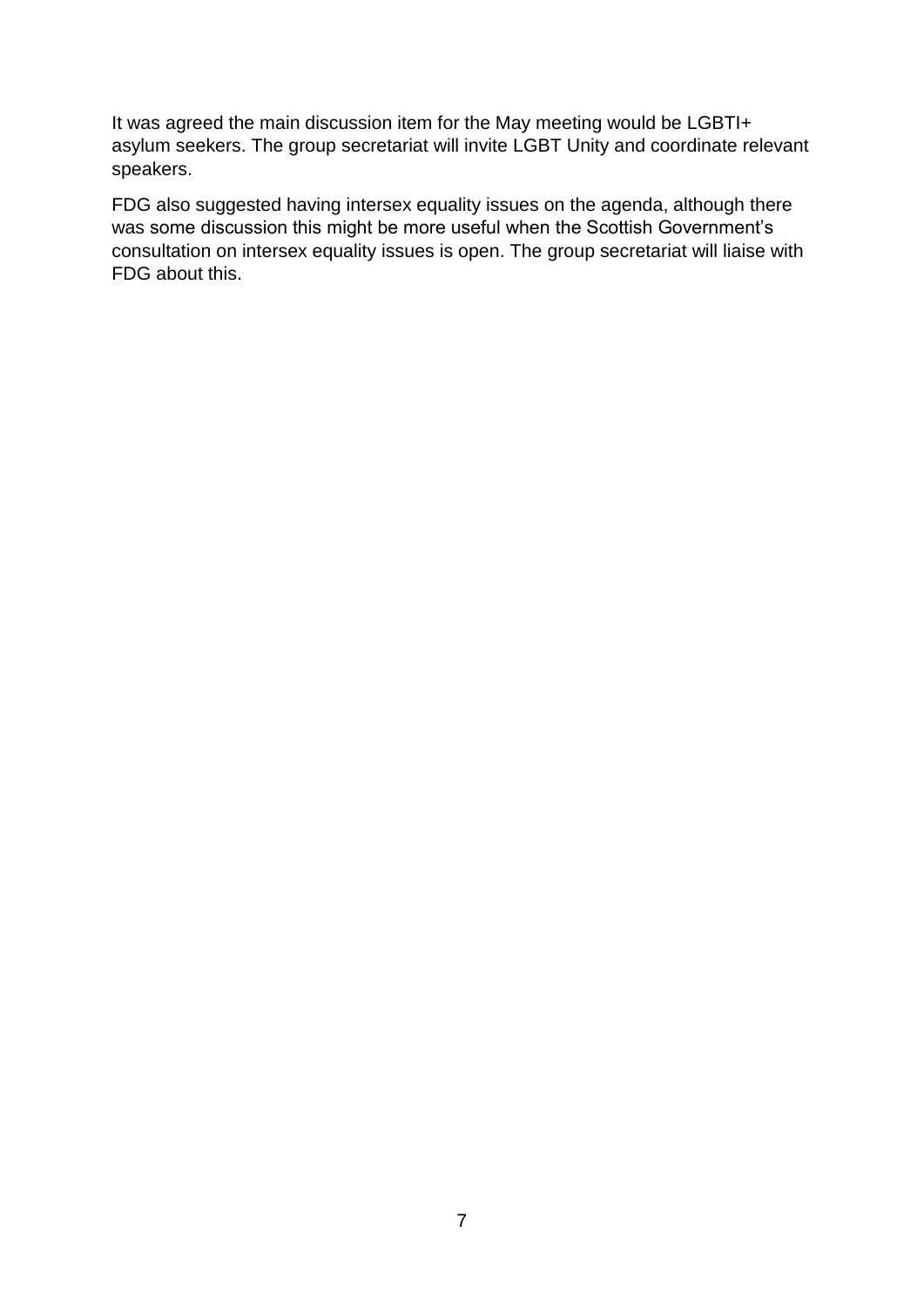It was agreed the main discussion item for the May meeting would be LGBTI+ asylum seekers. The group secretariat will invite LGBT Unity and coordinate relevant speakers.

FDG also suggested having intersex equality issues on the agenda, although there was some discussion this might be more useful when the Scottish Government's consultation on intersex equality issues is open. The group secretariat will liaise with FDG about this.